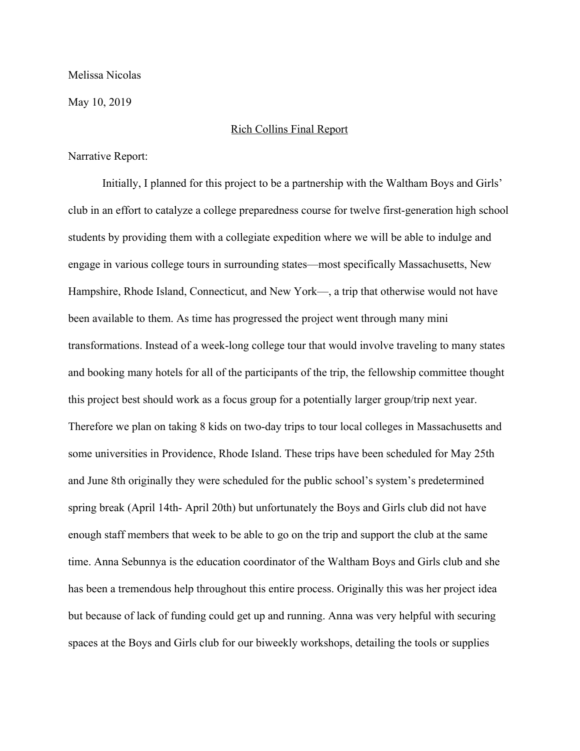Melissa Nicolas

May 10, 2019

Rich Collins Final Report

Narrative Report:

Initially, I planned for this project to be a partnership with the Waltham Boys and Girls' club in an effort to catalyze a college preparedness course for twelve first-generation high school students by providing them with a collegiate expedition where we will be able to indulge and engage in various college tours in surrounding states—most specifically Massachusetts, New Hampshire, Rhode Island, Connecticut, and New York—, a trip that otherwise would not have been available to them. As time has progressed the project went through many mini transformations. Instead of a week-long college tour that would involve traveling to many states and booking many hotels for all of the participants of the trip, the fellowship committee thought this project best should work as a focus group for a potentially larger group/trip next year. Therefore we plan on taking 8 kids on two-day trips to tour local colleges in Massachusetts and some universities in Providence, Rhode Island. These trips have been scheduled for May 25th and June 8th originally they were scheduled for the public school's system's predetermined spring break (April 14th- April 20th) but unfortunately the Boys and Girls club did not have enough staff members that week to be able to go on the trip and support the club at the same time. Anna Sebunnya is the education coordinator of the Waltham Boys and Girls club and she has been a tremendous help throughout this entire process. Originally this was her project idea but because of lack of funding could get up and running. Anna was very helpful with securing spaces at the Boys and Girls club for our biweekly workshops, detailing the tools or supplies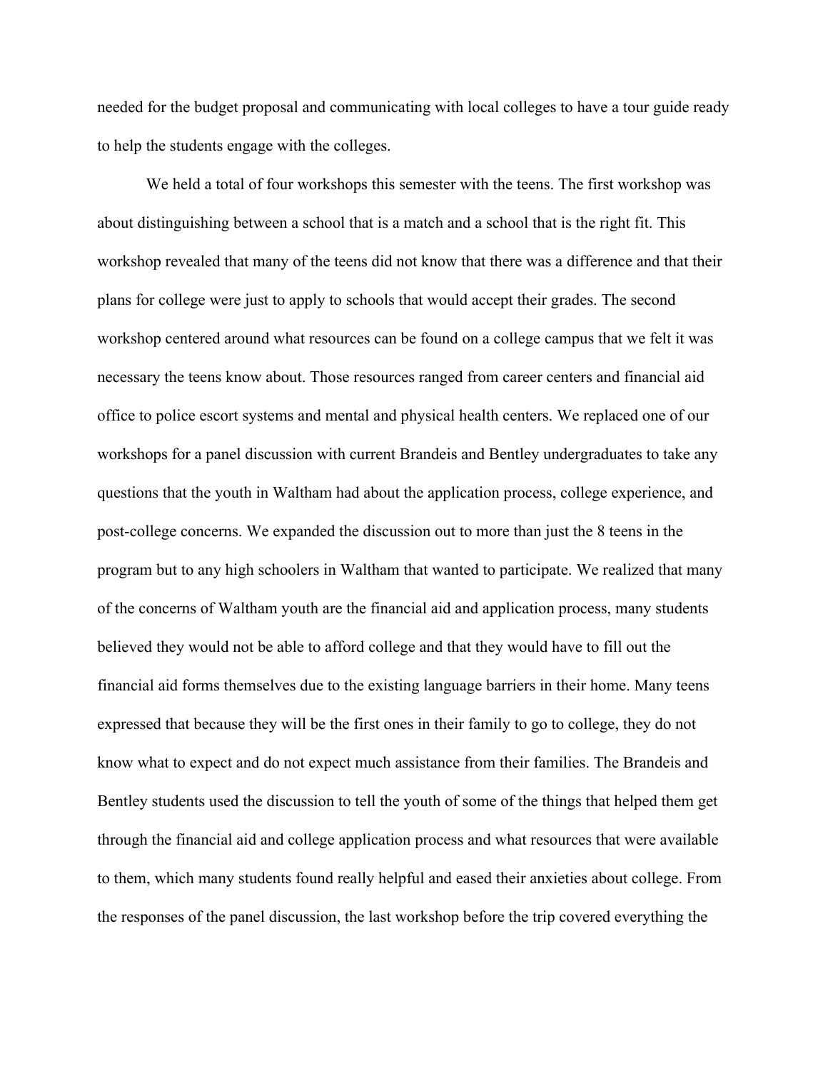needed for the budget proposal and communicating with local colleges to have a tour guide ready to help the students engage with the colleges.

We held a total of four workshops this semester with the teens. The first workshop was about distinguishing between a school that is a match and a school that is the right fit. This workshop revealed that many of the teens did not know that there was a difference and that their plans for college were just to apply to schools that would accept their grades. The second workshop centered around what resources can be found on a college campus that we felt it was necessary the teens know about. Those resources ranged from career centers and financial aid office to police escort systems and mental and physical health centers. We replaced one of our workshops for a panel discussion with current Brandeis and Bentley undergraduates to take any questions that the youth in Waltham had about the application process, college experience, and post-college concerns. We expanded the discussion out to more than just the 8 teens in the program but to any high schoolers in Waltham that wanted to participate. We realized that many of the concerns of Waltham youth are the financial aid and application process, many students believed they would not be able to afford college and that they would have to fill out the financial aid forms themselves due to the existing language barriers in their home. Many teens expressed that because they will be the first ones in their family to go to college, they do not know what to expect and do not expect much assistance from their families. The Brandeis and Bentley students used the discussion to tell the youth of some of the things that helped them get through the financial aid and college application process and what resources that were available to them, which many students found really helpful and eased their anxieties about college. From the responses of the panel discussion, the last workshop before the trip covered everything the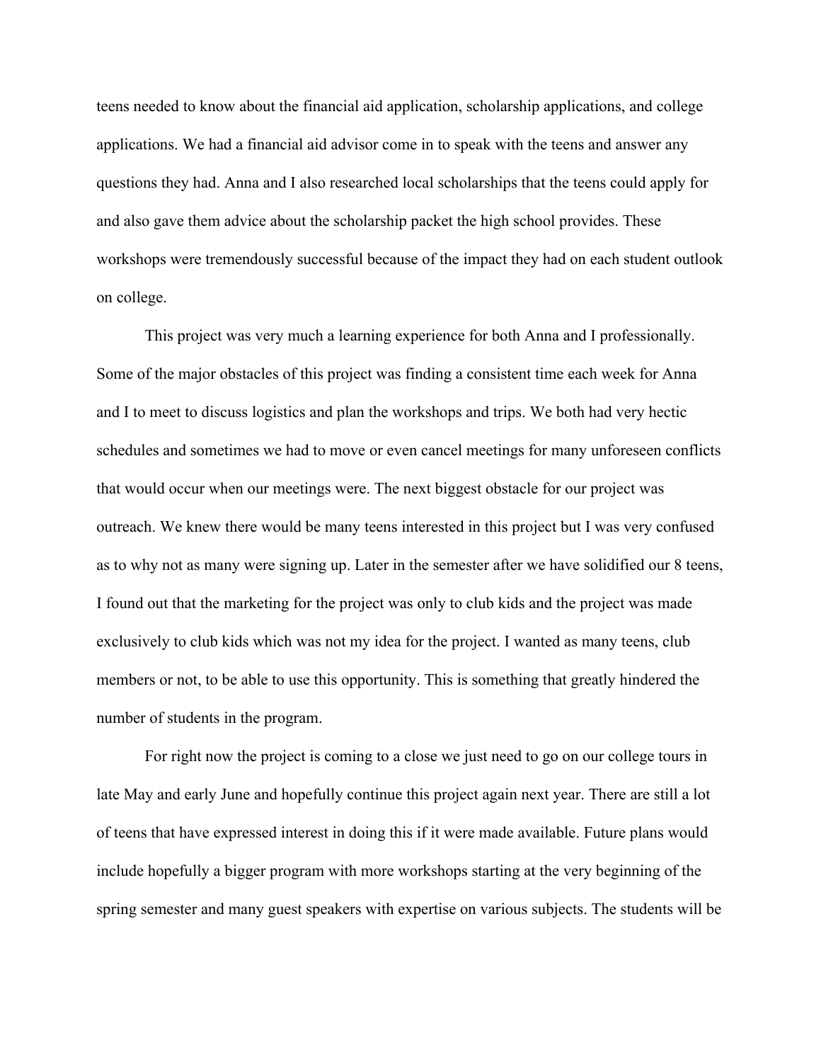teens needed to know about the financial aid application, scholarship applications, and college applications. We had a financial aid advisor come in to speak with the teens and answer any questions they had. Anna and I also researched local scholarships that the teens could apply for and also gave them advice about the scholarship packet the high school provides. These workshops were tremendously successful because of the impact they had on each student outlook on college.

This project was very much a learning experience for both Anna and I professionally. Some of the major obstacles of this project was finding a consistent time each week for Anna and I to meet to discuss logistics and plan the workshops and trips. We both had very hectic schedules and sometimes we had to move or even cancel meetings for many unforeseen conflicts that would occur when our meetings were. The next biggest obstacle for our project was outreach. We knew there would be many teens interested in this project but I was very confused as to why not as many were signing up. Later in the semester after we have solidified our 8 teens, I found out that the marketing for the project was only to club kids and the project was made exclusively to club kids which was not my idea for the project. I wanted as many teens, club members or not, to be able to use this opportunity. This is something that greatly hindered the number of students in the program.

For right now the project is coming to a close we just need to go on our college tours in late May and early June and hopefully continue this project again next year. There are still a lot of teens that have expressed interest in doing this if it were made available. Future plans would include hopefully a bigger program with more workshops starting at the very beginning of the spring semester and many guest speakers with expertise on various subjects. The students will be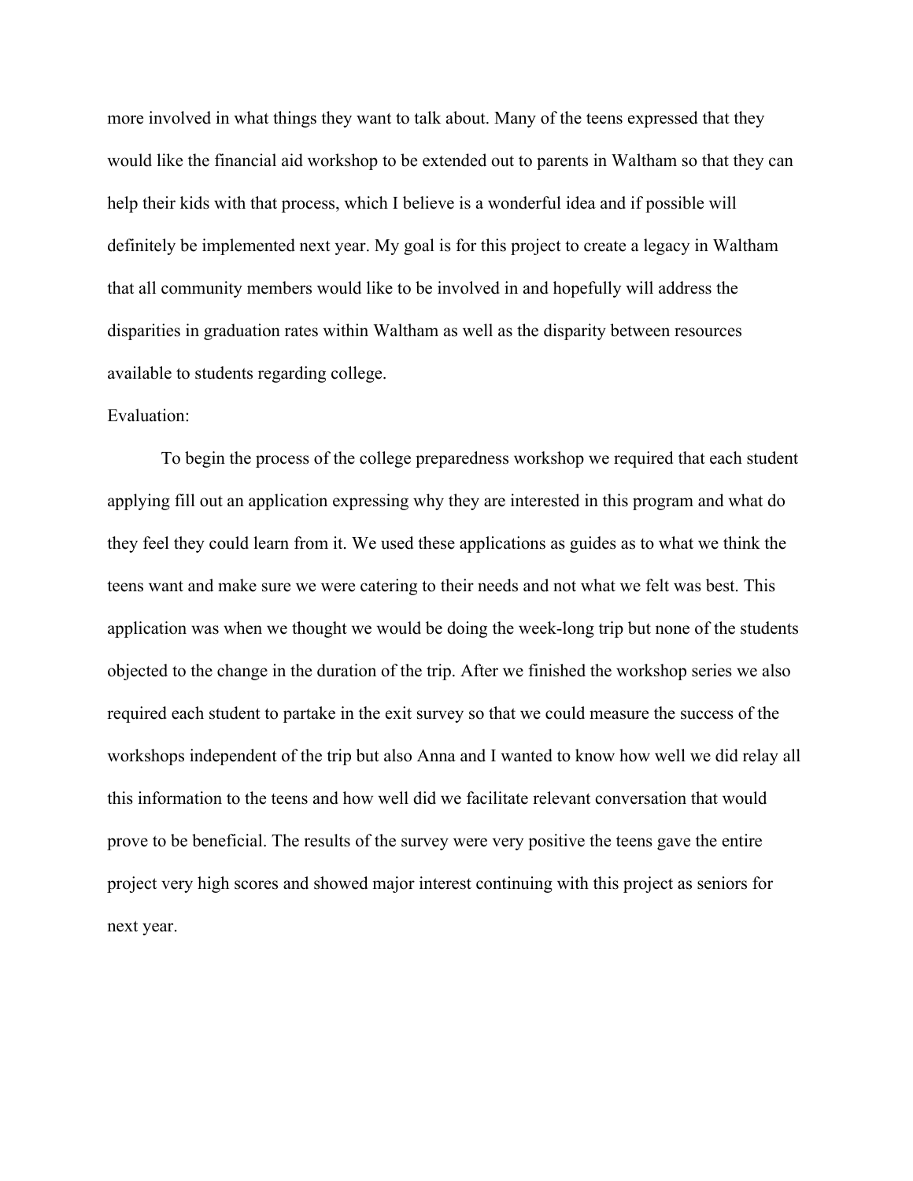more involved in what things they want to talk about. Many of the teens expressed that they would like the financial aid workshop to be extended out to parents in Waltham so that they can help their kids with that process, which I believe is a wonderful idea and if possible will definitely be implemented next year. My goal is for this project to create a legacy in Waltham that all community members would like to be involved in and hopefully will address the disparities in graduation rates within Waltham as well as the disparity between resources available to students regarding college.

Evaluation:

To begin the process of the college preparedness workshop we required that each student applying fill out an application expressing why they are interested in this program and what do they feel they could learn from it. We used these applications as guides as to what we think the teens want and make sure we were catering to their needs and not what we felt was best. This application was when we thought we would be doing the week-long trip but none of the students objected to the change in the duration of the trip. After we finished the workshop series we also required each student to partake in the exit survey so that we could measure the success of the workshops independent of the trip but also Anna and I wanted to know how well we did relay all this information to the teens and how well did we facilitate relevant conversation that would prove to be beneficial. The results of the survey were very positive the teens gave the entire project very high scores and showed major interest continuing with this project as seniors for next year.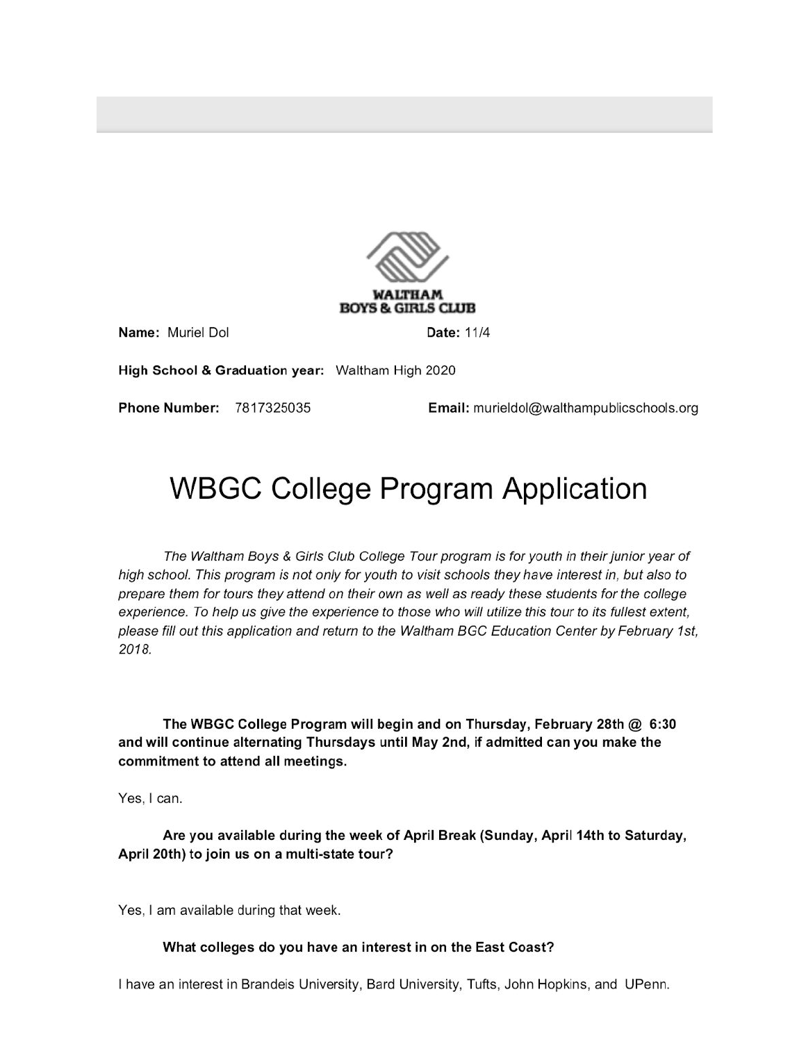WALTHAM
BOYS & GIRLS CLUB

**Name:** Muriel Dol **Date:** 11/4

**High School & Graduation year:** Waltham High 2020

**Phone Number:** 7817325035 **Email:** murieldol@walthampublicschools.org

# WBGC College Program Application

*The Waltham Boys & Girls Club College Tour program is for youth in their junior year of high school. This program is not only for youth to visit schools they have interest in, but also to prepare them for tours they attend on their own as well as ready these students for the college experience. To help us give the experience to those who will utilize this tour to its fullest extent, please fill out this application and return to the Waltham BGC Education Center by February 1st, 2018.*

**The WBGC College Program will begin and on Thursday, February 28th @ 6:30 and will continue alternating Thursdays until May 2nd, if admitted can you make the commitment to attend all meetings.**

Yes, I can.

**Are you available during the week of April Break (Sunday, April 14th to Saturday, April 20th) to join us on a multi-state tour?**

Yes, I am available during that week.

**What colleges do you have an interest in on the East Coast?**

I have an interest in Brandeis University, Bard University, Tufts, John Hopkins, and UPenn.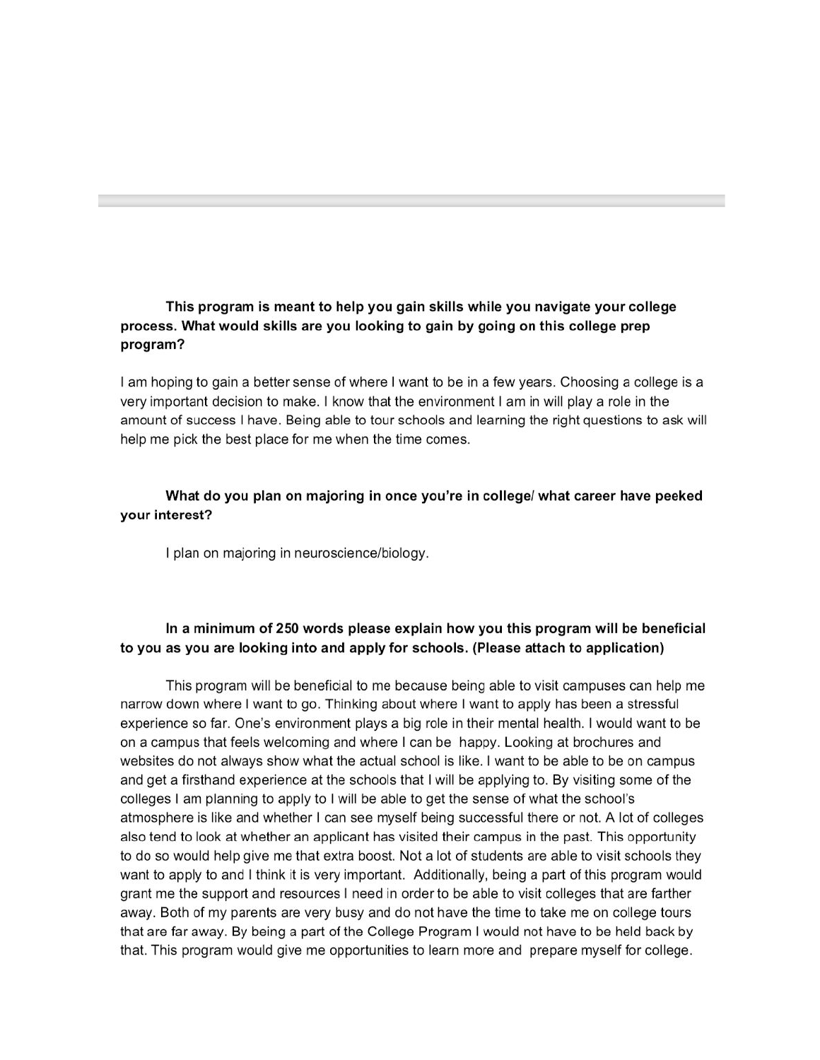---

**This program is meant to help you gain skills while you navigate your college process. What would skills are you looking to gain by going on this college prep program?**

I am hoping to gain a better sense of where I want to be in a few years. Choosing a college is a very important decision to make. I know that the environment I am in will play a role in the amount of success I have. Being able to tour schools and learning the right questions to ask will help me pick the best place for me when the time comes.

**What do you plan on majoring in once you're in college/ what career have peeked your interest?**

I plan on majoring in neuroscience/biology.

**In a minimum of 250 words please explain how you this program will be beneficial to you as you are looking into and apply for schools. (Please attach to application)**

This program will be beneficial to me because being able to visit campuses can help me narrow down where I want to go. Thinking about where I want to apply has been a stressful experience so far. One's environment plays a big role in their mental health. I would want to be on a campus that feels welcoming and where I can be happy. Looking at brochures and websites do not always show what the actual school is like. I want to be able to be on campus and get a firsthand experience at the schools that I will be applying to. By visiting some of the colleges I am planning to apply to I will be able to get the sense of what the school's atmosphere is like and whether I can see myself being successful there or not. A lot of colleges also tend to look at whether an applicant has visited their campus in the past. This opportunity to do so would help give me that extra boost. Not a lot of students are able to visit schools they want to apply to and I think it is very important. Additionally, being a part of this program would grant me the support and resources I need in order to be able to visit colleges that are farther away. Both of my parents are very busy and do not have the time to take me on college tours that are far away. By being a part of the College Program I would not have to be held back by that. This program would give me opportunities to learn more and prepare myself for college.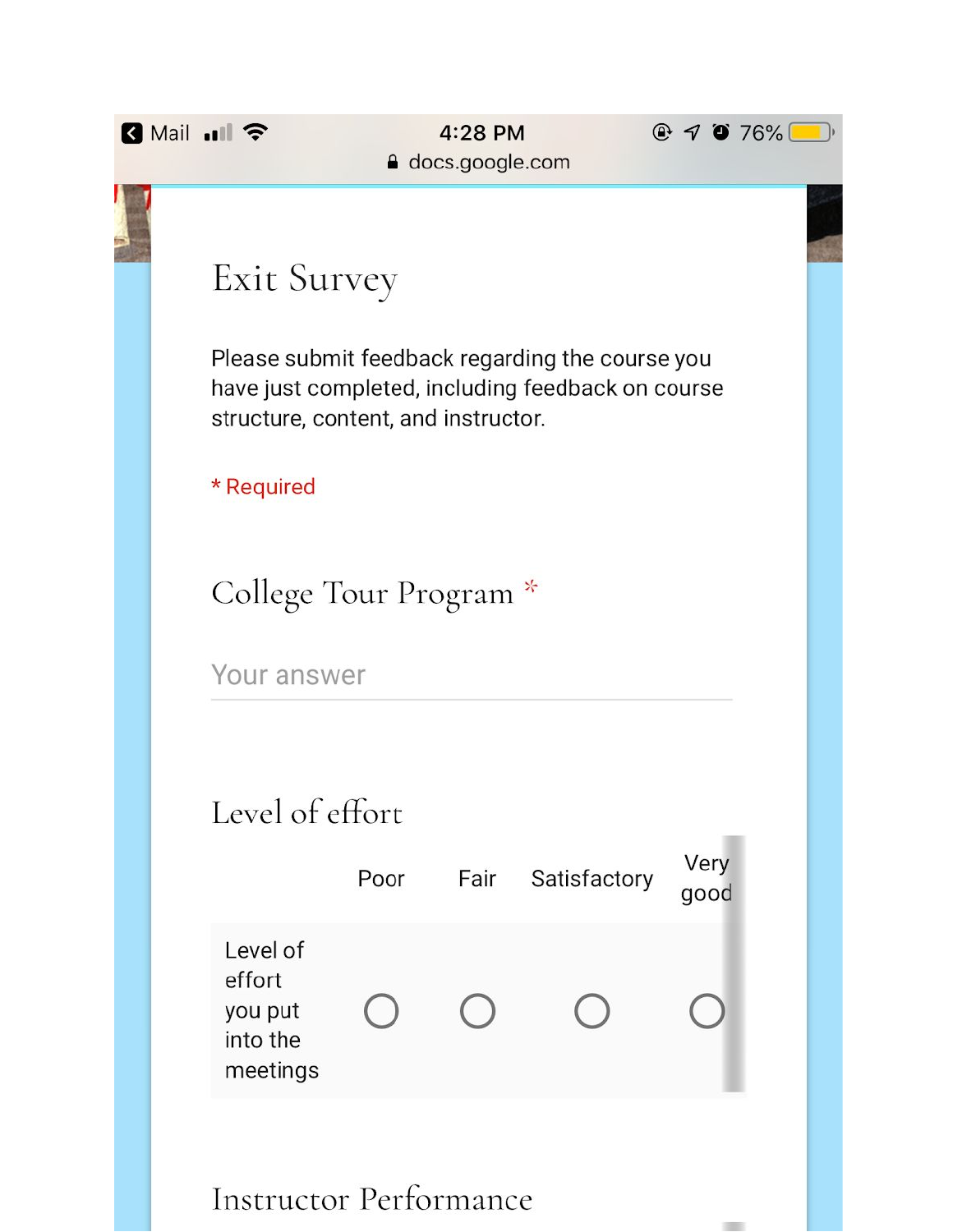# Exit Survey

Please submit feedback regarding the course you have just completed, including feedback on course structure, content, and instructor.

* Required

## College Tour Program *

Your answer

## Level of effort

| | Poor | Fair | Satisfactory | Very good |
|---|---|---|---|---|
| Level of effort you put into the meetings | ○ | ○ | ○ | ○ |

## Instructor Performance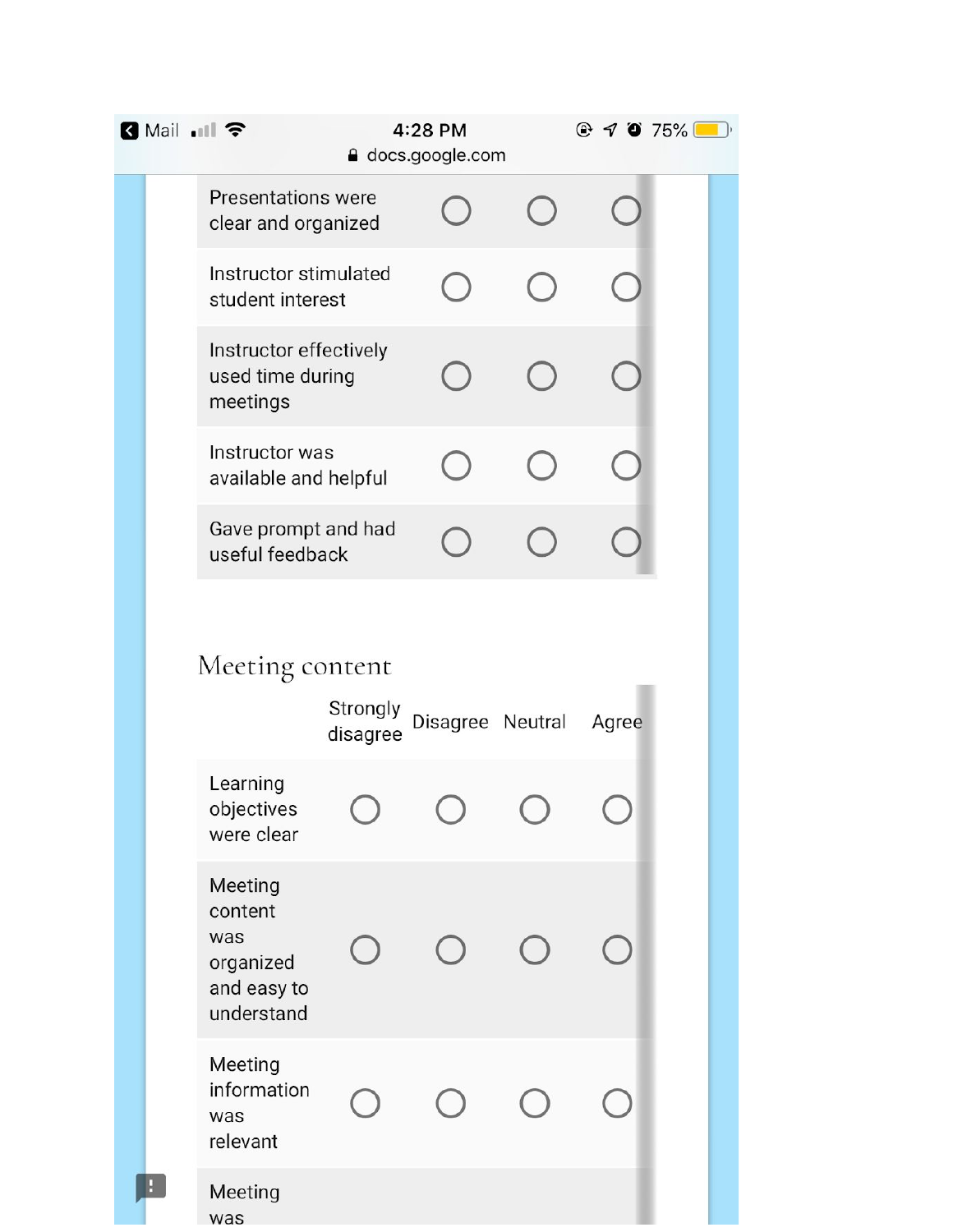| | | | |
|---|---|---|---|
| Presentations were clear and organized | ○ | ○ | ○ |
| Instructor stimulated student interest | ○ | ○ | ○ |
| Instructor effectively used time during meetings | ○ | ○ | ○ |
| Instructor was available and helpful | ○ | ○ | ○ |
| Gave prompt and had useful feedback | ○ | ○ | ○ |

## Meeting content

| | Strongly disagree | Disagree | Neutral | Agree |
|---|---|---|---|---|
| Learning objectives were clear | ○ | ○ | ○ | ○ |
| Meeting content was organized and easy to understand | ○ | ○ | ○ | ○ |
| Meeting information was relevant | ○ | ○ | ○ | ○ |
| Meeting was | | | | |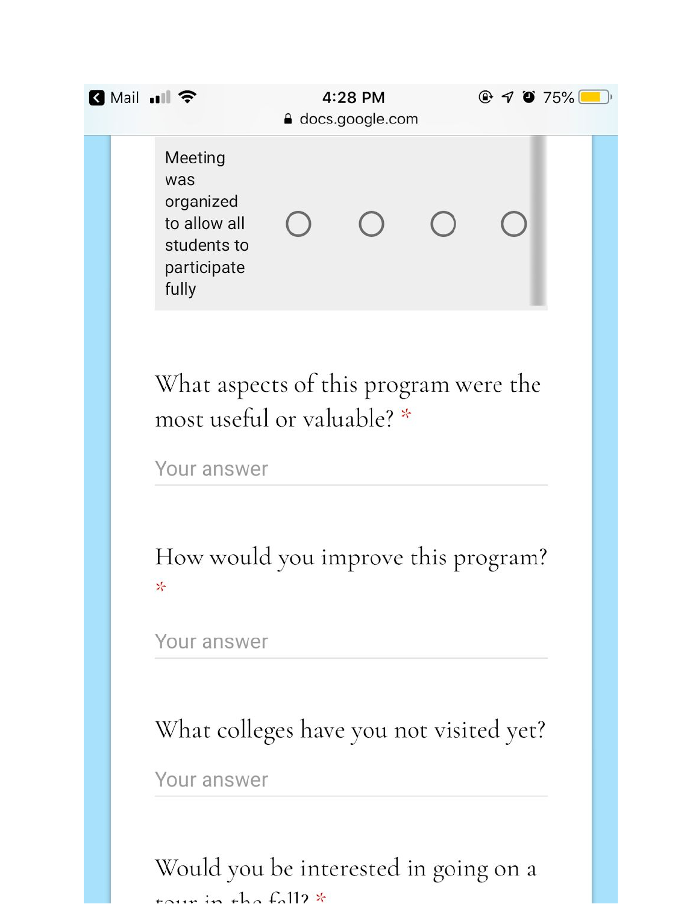| | | | | |
|---|---|---|---|---|
| Meeting was organized to allow all students to participate fully | ○ | ○ | ○ | ○ |

What aspects of this program were the most useful or valuable? *

Your answer

How would you improve this program? *

Your answer

What colleges have you not visited yet?

Your answer

Would you be interested in going on a tour in the fall? *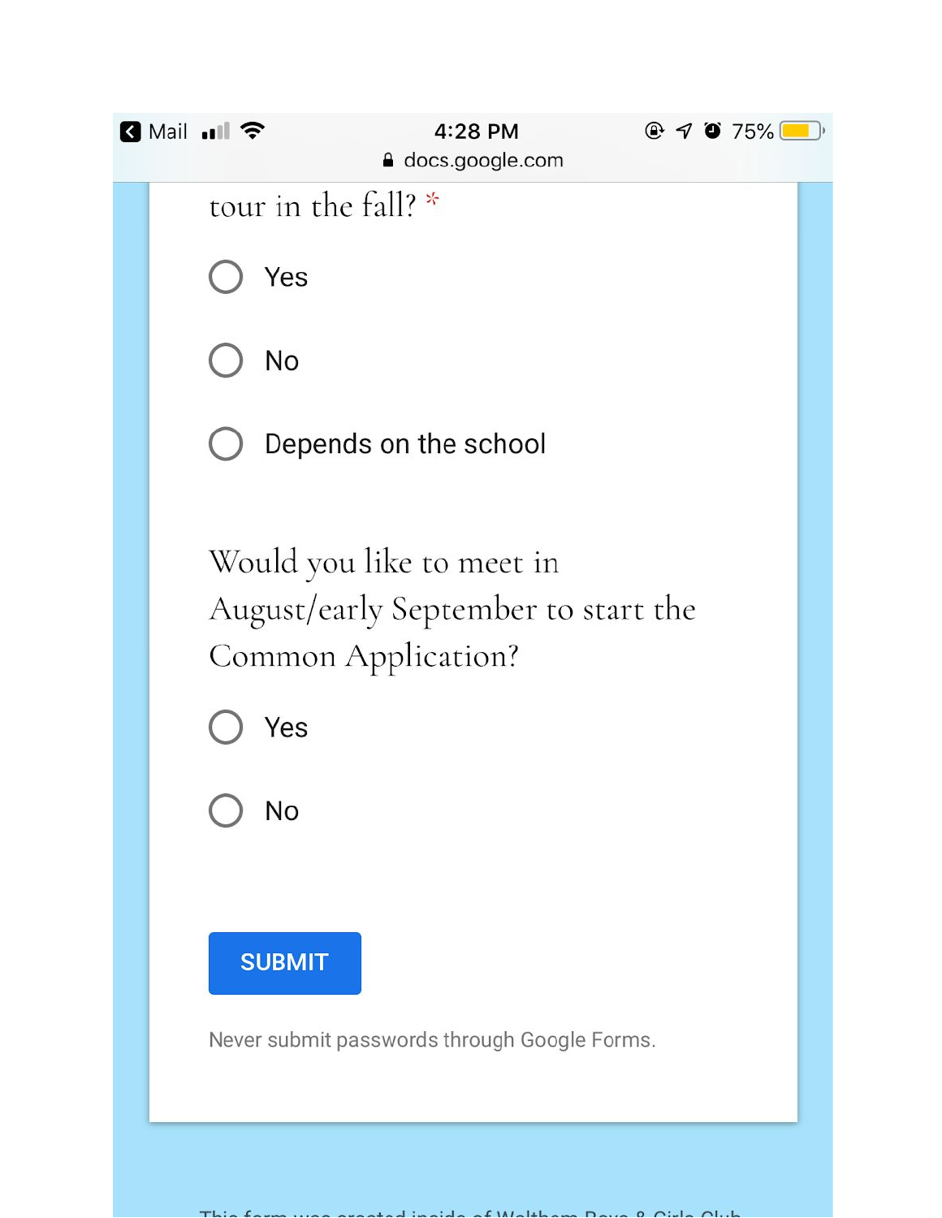tour in the fall? *

- Yes
- No
- Depends on the school

Would you like to meet in August/early September to start the Common Application?

- Yes
- No

SUBMIT

Never submit passwords through Google Forms.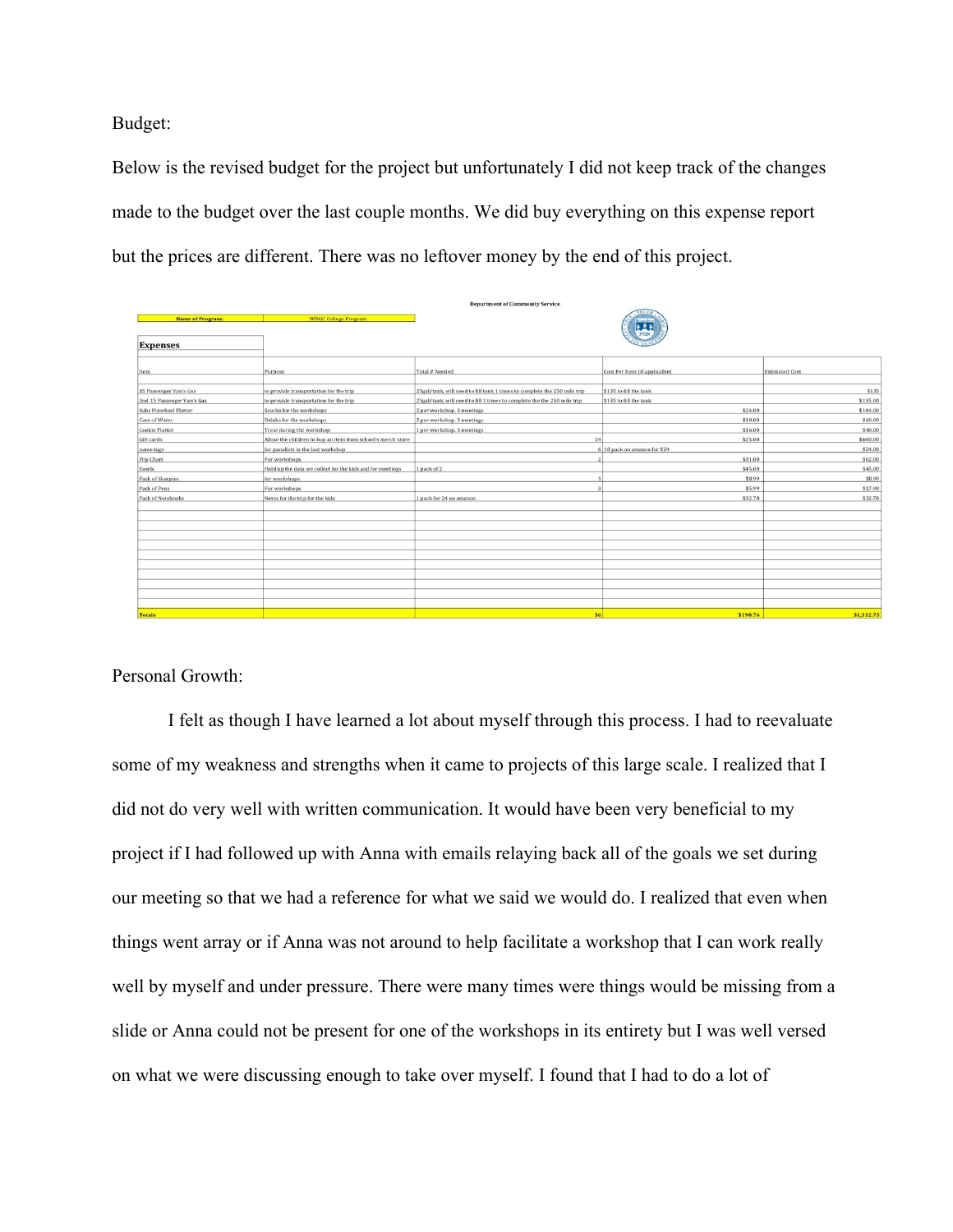Budget:

Below is the revised budget for the project but unfortunately I did not keep track of the changes made to the budget over the last couple months. We did buy everything on this expense report but the prices are different. There was no leftover money by the end of this project.

Department of Community Service

| Name of Program: | WBGC College Program | | | |
|---|---|---|---|---|
| **Expenses** | | | | |
| Item | Purpose | Total # Needed | Cost Per Item (if applicable) | Estimated Cost |
| 15 Passenger Van's Gas | to provide transportation for the trip | 25gal/tank, will need to fill tank 1 times to complete the 250 mile trip | $135 to fill the tank | $135 |
| 2nd 15 Passenger Van's Gas | to provide transportation for the trip | 25gal/tank, will need to fill 1 times to complete the the 250 mile trip | $135 to fill the tank | $135.00 |
| Subs Pinwheel Platter | Snacks for the workshops | 2 per workshop, 3 meetings | $24.00 | $144.00 |
| Case of Water | Drinks for the workshops | 2 per workshop, 3 meetings | $10.00 | $60.00 |
| Cookie Platter | Treat during the workshop | 1 per workshop, 3 meetings | $16.00 | $48.00 |
| Gift cards | Allow the children to buy an item from school's merch store | 24 | $25.00 | $600.00 |
| name tags | for panalists in the last workshop | 6 | 10 pack on amazon for $24 | $24.00 |
| Flip Chart | For workshops | 2 | $31.00 | $62.00 |
| Easels | Hold up the data we collect for the kids and for meetings | 1 pack of 2 | $45.00 | $45.00 |
| Pack of Sharpies | for workshops | 1 | $8.99 | $8.99 |
| Pack of Pens | For workshops | 3 | $5.99 | $17.98 |
| Pack of Notebooks | Notes for the trip for the kids | 1 pack for 24 on amazon | $32.78 | $32.78 |
| **Totals** | | 36 | $198.76 | $1,312.75 |

Personal Growth:

I felt as though I have learned a lot about myself through this process. I had to reevaluate some of my weakness and strengths when it came to projects of this large scale. I realized that I did not do very well with written communication. It would have been very beneficial to my project if I had followed up with Anna with emails relaying back all of the goals we set during our meeting so that we had a reference for what we said we would do. I realized that even when things went array or if Anna was not around to help facilitate a workshop that I can work really well by myself and under pressure. There were many times were things would be missing from a slide or Anna could not be present for one of the workshops in its entirety but I was well versed on what we were discussing enough to take over myself. I found that I had to do a lot of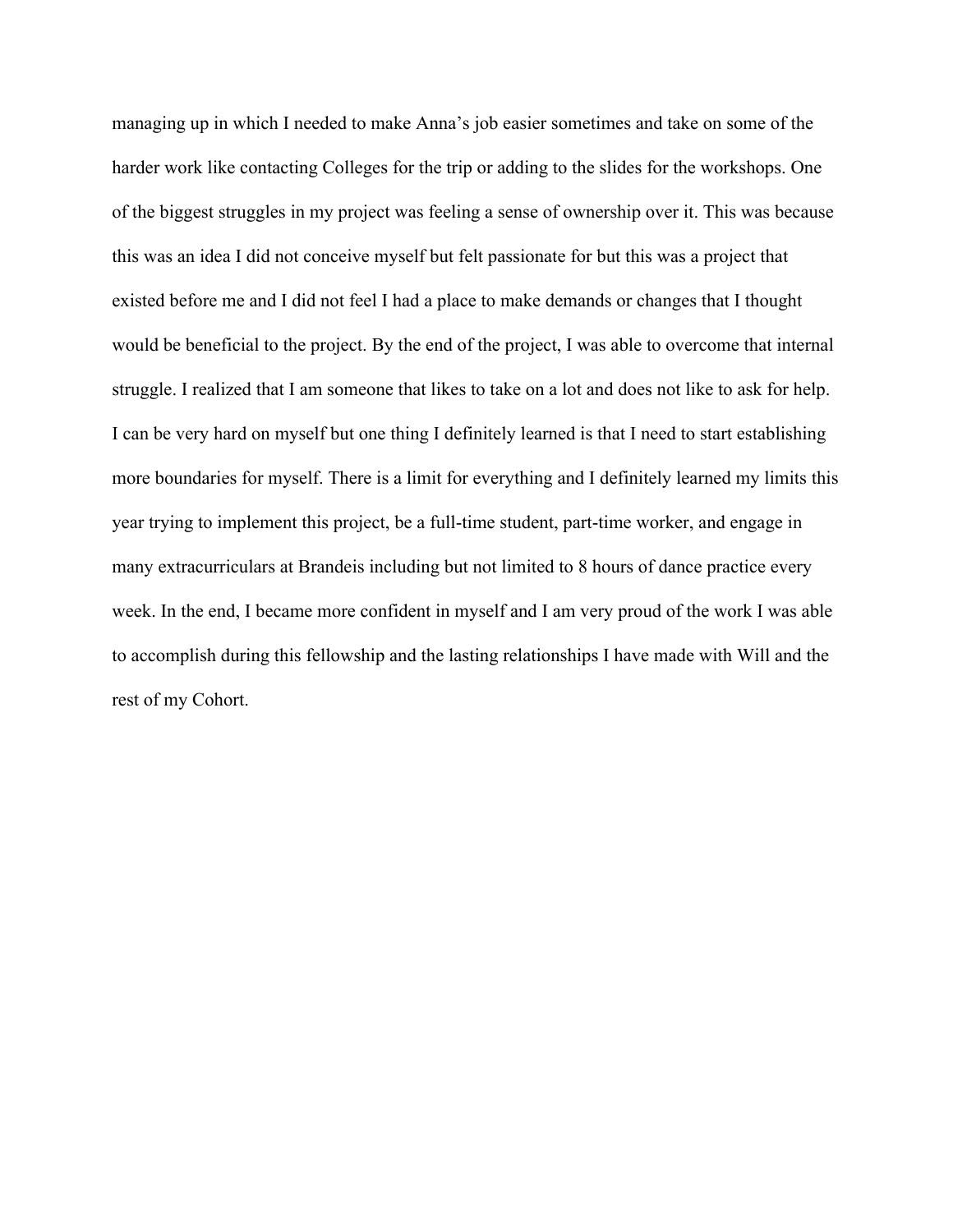managing up in which I needed to make Anna's job easier sometimes and take on some of the harder work like contacting Colleges for the trip or adding to the slides for the workshops. One of the biggest struggles in my project was feeling a sense of ownership over it. This was because this was an idea I did not conceive myself but felt passionate for but this was a project that existed before me and I did not feel I had a place to make demands or changes that I thought would be beneficial to the project. By the end of the project, I was able to overcome that internal struggle. I realized that I am someone that likes to take on a lot and does not like to ask for help. I can be very hard on myself but one thing I definitely learned is that I need to start establishing more boundaries for myself. There is a limit for everything and I definitely learned my limits this year trying to implement this project, be a full-time student, part-time worker, and engage in many extracurriculars at Brandeis including but not limited to 8 hours of dance practice every week. In the end, I became more confident in myself and I am very proud of the work I was able to accomplish during this fellowship and the lasting relationships I have made with Will and the rest of my Cohort.